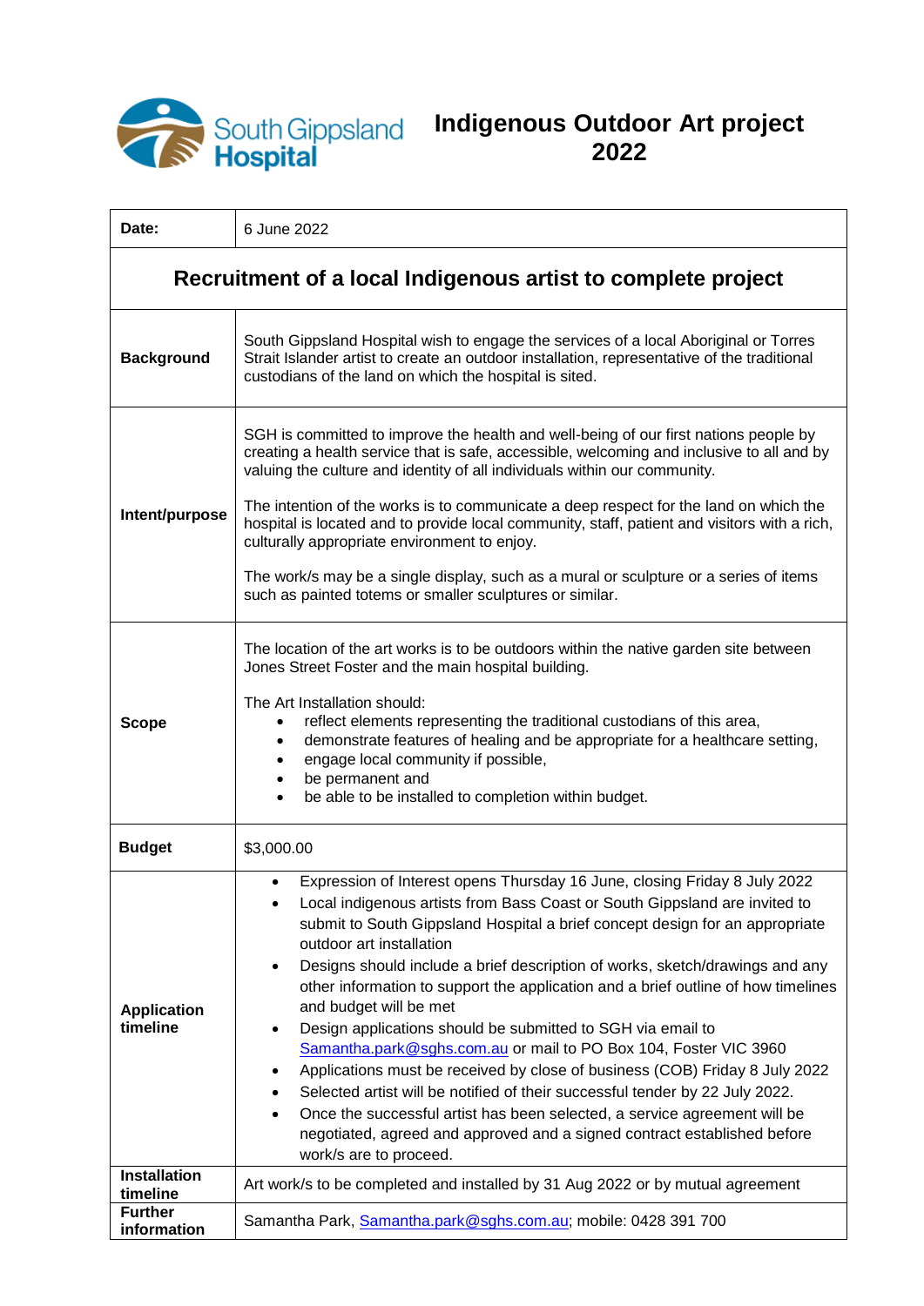South Gippsland Hospital

# Indigenous Outdoor Art project 2022

| Date: | 6 June 2022 |
|---|---|
| **Recruitment of a local Indigenous artist to complete project** | |
| **Background** | South Gippsland Hospital wish to engage the services of a local Aboriginal or Torres Strait Islander artist to create an outdoor installation, representative of the traditional custodians of the land on which the hospital is sited. |
| **Intent/purpose** | SGH is committed to improve the health and well-being of our first nations people by creating a health service that is safe, accessible, welcoming and inclusive to all and by valuing the culture and identity of all individuals within our community.<br><br>The intention of the works is to communicate a deep respect for the land on which the hospital is located and to provide local community, staff, patient and visitors with a rich, culturally appropriate environment to enjoy.<br><br>The work/s may be a single display, such as a mural or sculpture or a series of items such as painted totems or smaller sculptures or similar. |
| **Scope** | The location of the art works is to be outdoors within the native garden site between Jones Street Foster and the main hospital building.<br><br>The Art Installation should:<br>• reflect elements representing the traditional custodians of this area,<br>• demonstrate features of healing and be appropriate for a healthcare setting,<br>• engage local community if possible,<br>• be permanent and<br>• be able to be installed to completion within budget. |
| **Budget** | $3,000.00 |
| **Application timeline** | • Expression of Interest opens Thursday 16 June, closing Friday 8 July 2022<br>• Local indigenous artists from Bass Coast or South Gippsland are invited to submit to South Gippsland Hospital a brief concept design for an appropriate outdoor art installation<br>• Designs should include a brief description of works, sketch/drawings and any other information to support the application and a brief outline of how timelines and budget will be met<br>• Design applications should be submitted to SGH via email to Samantha.park@sghs.com.au or mail to PO Box 104, Foster VIC 3960<br>• Applications must be received by close of business (COB) Friday 8 July 2022<br>• Selected artist will be notified of their successful tender by 22 July 2022.<br>• Once the successful artist has been selected, a service agreement will be negotiated, agreed and approved and a signed contract established before work/s are to proceed. |
| **Installation timeline** | Art work/s to be completed and installed by 31 Aug 2022 or by mutual agreement |
| **Further information** | Samantha Park, Samantha.park@sghs.com.au; mobile: 0428 391 700 |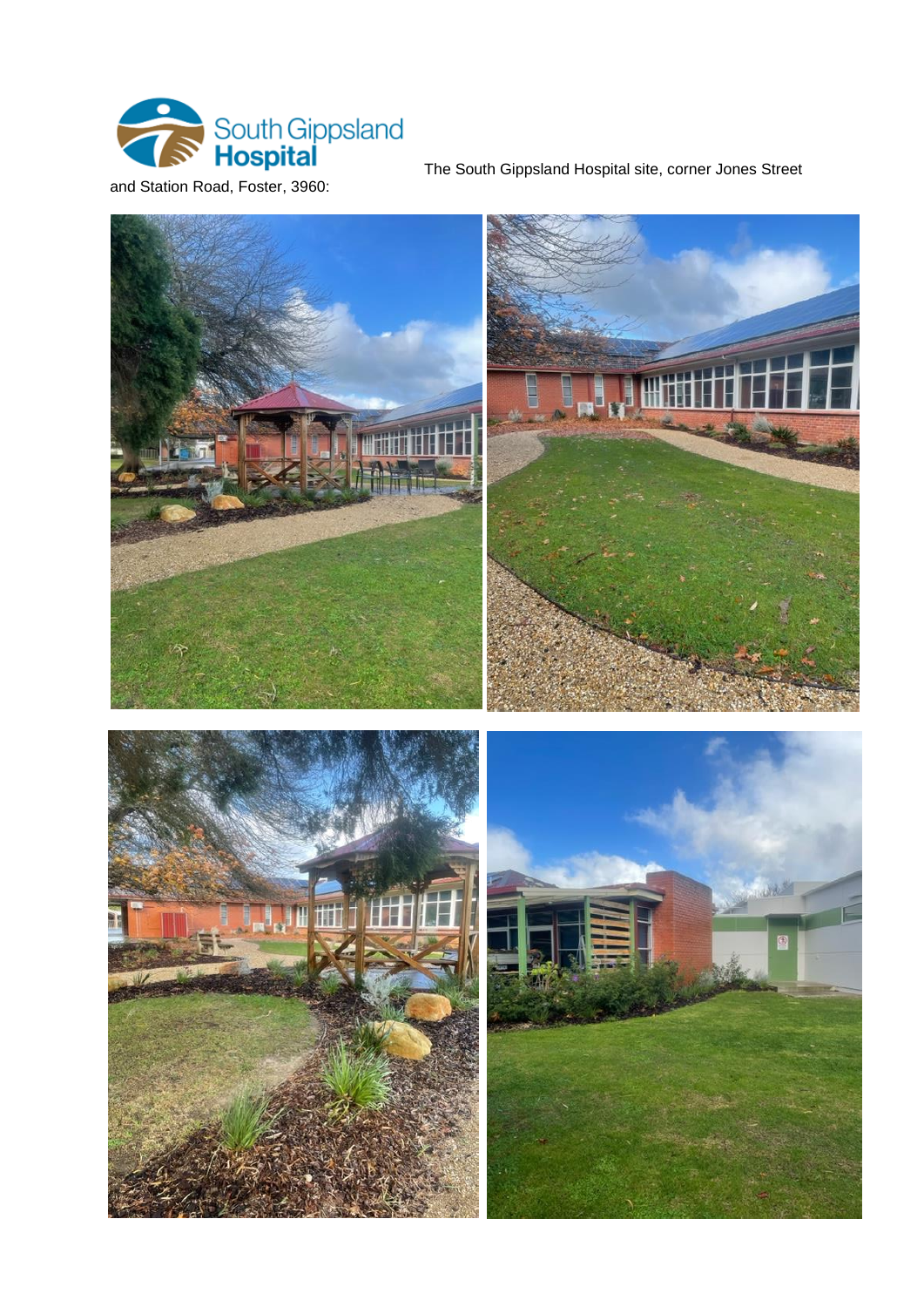The South Gippsland Hospital site, corner Jones Street and Station Road, Foster, 3960: